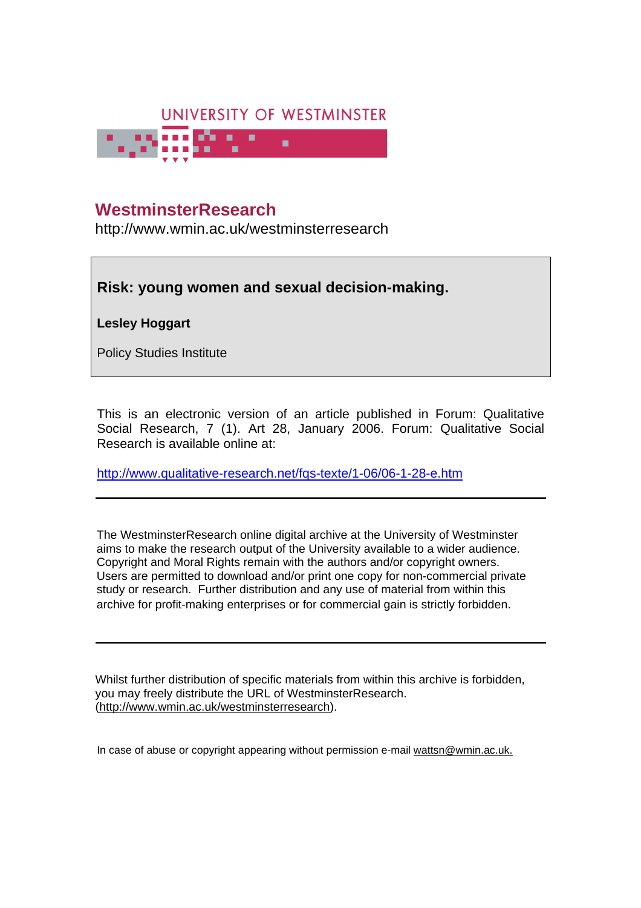UNIVERSITY OF WESTMINSTER

# WestminsterResearch

http://www.wmin.ac.uk/westminsterresearch

**Risk: young women and sexual decision-making.**

**Lesley Hoggart**

Policy Studies Institute

This is an electronic version of an article published in Forum: Qualitative Social Research, 7 (1). Art 28, January 2006. Forum: Qualitative Social Research is available online at:

http://www.qualitative-research.net/fqs-texte/1-06/06-1-28-e.htm

---

The WestminsterResearch online digital archive at the University of Westminster aims to make the research output of the University available to a wider audience. Copyright and Moral Rights remain with the authors and/or copyright owners. Users are permitted to download and/or print one copy for non-commercial private study or research. Further distribution and any use of material from within this archive for profit-making enterprises or for commercial gain is strictly forbidden.

---

Whilst further distribution of specific materials from within this archive is forbidden, you may freely distribute the URL of WestminsterResearch. (http://www.wmin.ac.uk/westminsterresearch).

In case of abuse or copyright appearing without permission e-mail wattsn@wmin.ac.uk.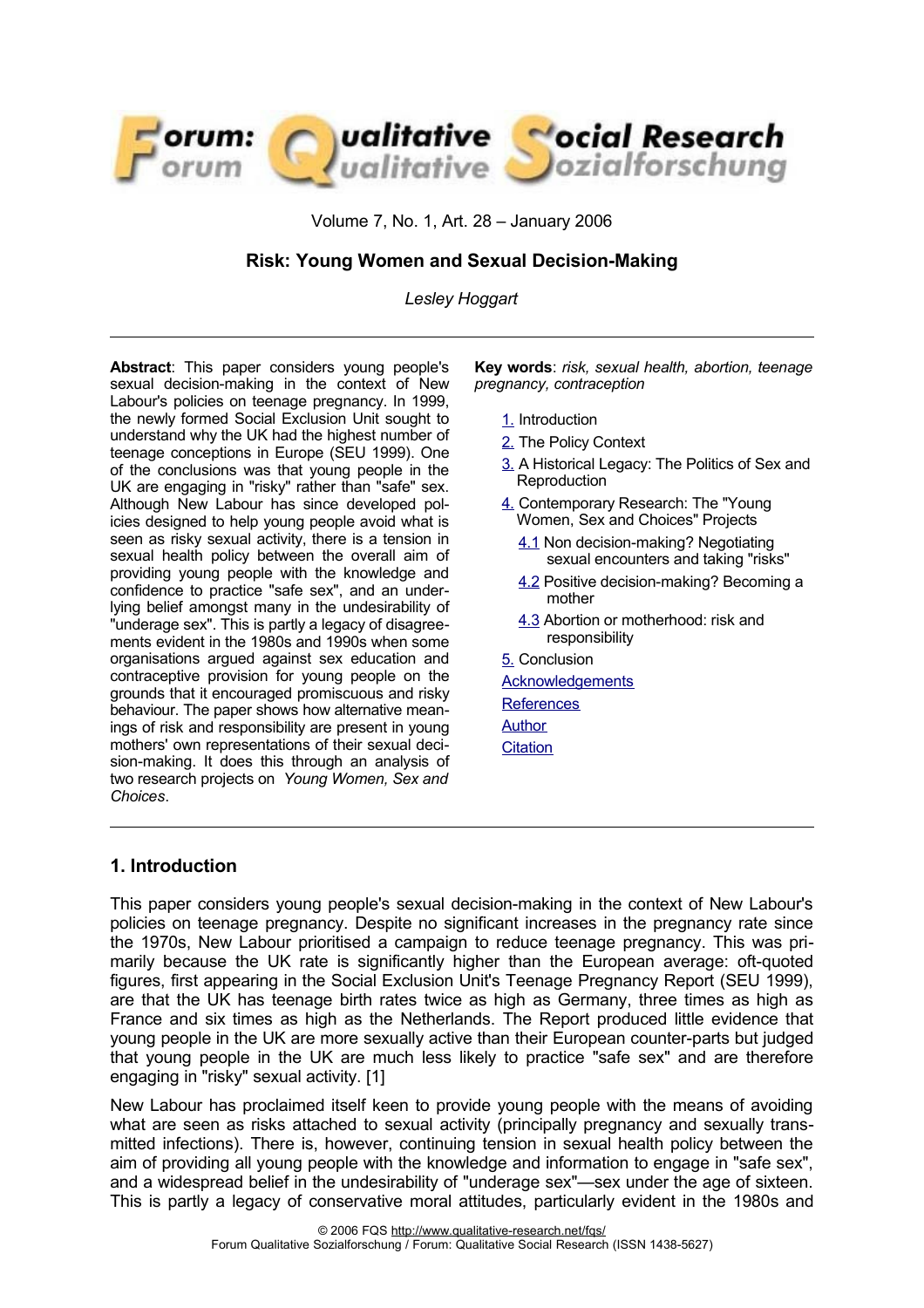# Risk: Young Women and Sexual Decision-Making

*Lesley Hoggart*

**Abstract**: This paper considers young people's sexual decision-making in the context of New Labour's policies on teenage pregnancy. In 1999, the newly formed Social Exclusion Unit sought to understand why the UK had the highest number of teenage conceptions in Europe (SEU 1999). One of the conclusions was that young people in the UK are engaging in "risky" rather than "safe" sex. Although New Labour has since developed policies designed to help young people avoid what is seen as risky sexual activity, there is a tension in sexual health policy between the overall aim of providing young people with the knowledge and confidence to practice "safe sex", and an underlying belief amongst many in the undesirability of "underage sex". This is partly a legacy of disagreements evident in the 1980s and 1990s when some organisations argued against sex education and contraceptive provision for young people on the grounds that it encouraged promiscuous and risky behaviour. The paper shows how alternative meanings of risk and responsibility are present in young mothers' own representations of their sexual decision-making. It does this through an analysis of two research projects on *Young Women, Sex and Choices*.

**Key words**: *risk, sexual health, abortion, teenage pregnancy, contraception*

1. Introduction
2. The Policy Context
3. A Historical Legacy: The Politics of Sex and Reproduction
4. Contemporary Research: The "Young Women, Sex and Choices" Projects
   - 4.1 Non decision-making? Negotiating sexual encounters and taking "risks"
   - 4.2 Positive decision-making? Becoming a mother
   - 4.3 Abortion or motherhood: risk and responsibility
5. Conclusion

Acknowledgements

References

Author

Citation

## 1. Introduction

This paper considers young people's sexual decision-making in the context of New Labour's policies on teenage pregnancy. Despite no significant increases in the pregnancy rate since the 1970s, New Labour prioritised a campaign to reduce teenage pregnancy. This was primarily because the UK rate is significantly higher than the European average: oft-quoted figures, first appearing in the Social Exclusion Unit's Teenage Pregnancy Report (SEU 1999), are that the UK has teenage birth rates twice as high as Germany, three times as high as France and six times as high as the Netherlands. The Report produced little evidence that young people in the UK are more sexually active than their European counter-parts but judged that young people in the UK are much less likely to practice "safe sex" and are therefore engaging in "risky" sexual activity. [1]

New Labour has proclaimed itself keen to provide young people with the means of avoiding what are seen as risks attached to sexual activity (principally pregnancy and sexually transmitted infections). There is, however, continuing tension in sexual health policy between the aim of providing all young people with the knowledge and information to engage in "safe sex", and a widespread belief in the undesirability of "underage sex"—sex under the age of sixteen. This is partly a legacy of conservative moral attitudes, particularly evident in the 1980s and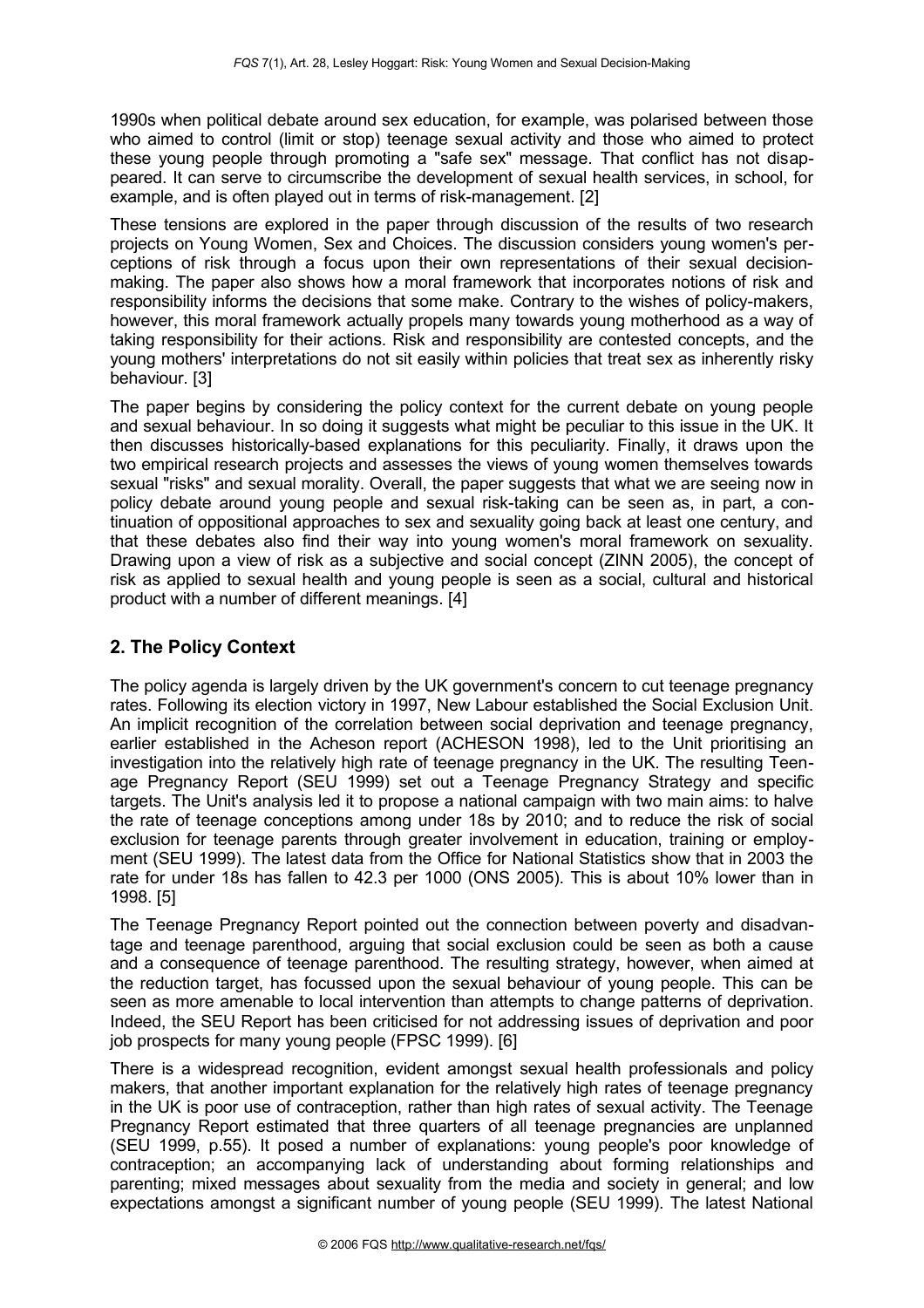1990s when political debate around sex education, for example, was polarised between those who aimed to control (limit or stop) teenage sexual activity and those who aimed to protect these young people through promoting a "safe sex" message. That conflict has not disappeared. It can serve to circumscribe the development of sexual health services, in school, for example, and is often played out in terms of risk-management. [2]

These tensions are explored in the paper through discussion of the results of two research projects on Young Women, Sex and Choices. The discussion considers young women's perceptions of risk through a focus upon their own representations of their sexual decision-making. The paper also shows how a moral framework that incorporates notions of risk and responsibility informs the decisions that some make. Contrary to the wishes of policy-makers, however, this moral framework actually propels many towards young motherhood as a way of taking responsibility for their actions. Risk and responsibility are contested concepts, and the young mothers' interpretations do not sit easily within policies that treat sex as inherently risky behaviour. [3]

The paper begins by considering the policy context for the current debate on young people and sexual behaviour. In so doing it suggests what might be peculiar to this issue in the UK. It then discusses historically-based explanations for this peculiarity. Finally, it draws upon the two empirical research projects and assesses the views of young women themselves towards sexual "risks" and sexual morality. Overall, the paper suggests that what we are seeing now in policy debate around young people and sexual risk-taking can be seen as, in part, a continuation of oppositional approaches to sex and sexuality going back at least one century, and that these debates also find their way into young women's moral framework on sexuality. Drawing upon a view of risk as a subjective and social concept (ZINN 2005), the concept of risk as applied to sexual health and young people is seen as a social, cultural and historical product with a number of different meanings. [4]

## 2. The Policy Context

The policy agenda is largely driven by the UK government's concern to cut teenage pregnancy rates. Following its election victory in 1997, New Labour established the Social Exclusion Unit. An implicit recognition of the correlation between social deprivation and teenage pregnancy, earlier established in the Acheson report (ACHESON 1998), led to the Unit prioritising an investigation into the relatively high rate of teenage pregnancy in the UK. The resulting Teenage Pregnancy Report (SEU 1999) set out a Teenage Pregnancy Strategy and specific targets. The Unit's analysis led it to propose a national campaign with two main aims: to halve the rate of teenage conceptions among under 18s by 2010; and to reduce the risk of social exclusion for teenage parents through greater involvement in education, training or employment (SEU 1999). The latest data from the Office for National Statistics show that in 2003 the rate for under 18s has fallen to 42.3 per 1000 (ONS 2005). This is about 10% lower than in 1998. [5]

The Teenage Pregnancy Report pointed out the connection between poverty and disadvantage and teenage parenthood, arguing that social exclusion could be seen as both a cause and a consequence of teenage parenthood. The resulting strategy, however, when aimed at the reduction target, has focussed upon the sexual behaviour of young people. This can be seen as more amenable to local intervention than attempts to change patterns of deprivation. Indeed, the SEU Report has been criticised for not addressing issues of deprivation and poor job prospects for many young people (FPSC 1999). [6]

There is a widespread recognition, evident amongst sexual health professionals and policy makers, that another important explanation for the relatively high rates of teenage pregnancy in the UK is poor use of contraception, rather than high rates of sexual activity. The Teenage Pregnancy Report estimated that three quarters of all teenage pregnancies are unplanned (SEU 1999, p.55). It posed a number of explanations: young people's poor knowledge of contraception; an accompanying lack of understanding about forming relationships and parenting; mixed messages about sexuality from the media and society in general; and low expectations amongst a significant number of young people (SEU 1999). The latest National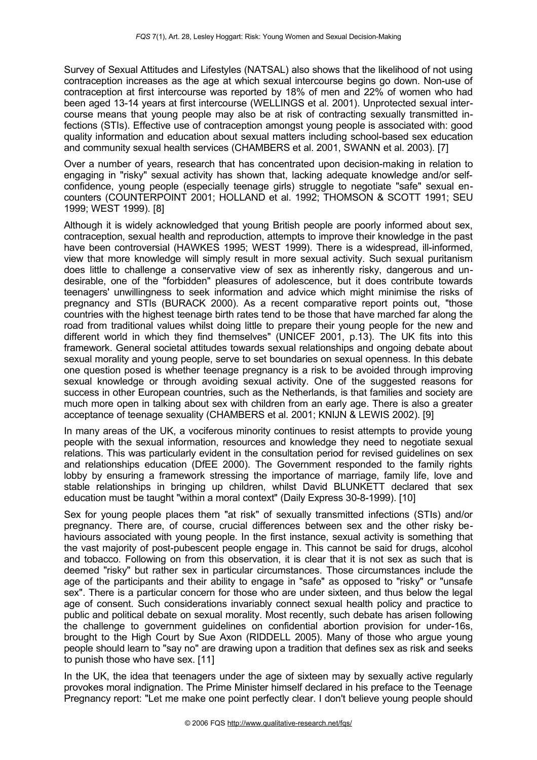Survey of Sexual Attitudes and Lifestyles (NATSAL) also shows that the likelihood of not using contraception increases as the age at which sexual intercourse begins go down. Non-use of contraception at first intercourse was reported by 18% of men and 22% of women who had been aged 13-14 years at first intercourse (WELLINGS et al. 2001). Unprotected sexual intercourse means that young people may also be at risk of contracting sexually transmitted infections (STIs). Effective use of contraception amongst young people is associated with: good quality information and education about sexual matters including school-based sex education and community sexual health services (CHAMBERS et al. 2001, SWANN et al. 2003). [7]

Over a number of years, research that has concentrated upon decision-making in relation to engaging in "risky" sexual activity has shown that, lacking adequate knowledge and/or self-confidence, young people (especially teenage girls) struggle to negotiate "safe" sexual encounters (COUNTERPOINT 2001; HOLLAND et al. 1992; THOMSON & SCOTT 1991; SEU 1999; WEST 1999). [8]

Although it is widely acknowledged that young British people are poorly informed about sex, contraception, sexual health and reproduction, attempts to improve their knowledge in the past have been controversial (HAWKES 1995; WEST 1999). There is a widespread, ill-informed, view that more knowledge will simply result in more sexual activity. Such sexual puritanism does little to challenge a conservative view of sex as inherently risky, dangerous and undesirable, one of the "forbidden" pleasures of adolescence, but it does contribute towards teenagers' unwillingness to seek information and advice which might minimise the risks of pregnancy and STIs (BURACK 2000). As a recent comparative report points out, "those countries with the highest teenage birth rates tend to be those that have marched far along the road from traditional values whilst doing little to prepare their young people for the new and different world in which they find themselves" (UNICEF 2001, p.13). The UK fits into this framework. General societal attitudes towards sexual relationships and ongoing debate about sexual morality and young people, serve to set boundaries on sexual openness. In this debate one question posed is whether teenage pregnancy is a risk to be avoided through improving sexual knowledge or through avoiding sexual activity. One of the suggested reasons for success in other European countries, such as the Netherlands, is that families and society are much more open in talking about sex with children from an early age. There is also a greater acceptance of teenage sexuality (CHAMBERS et al. 2001; KNIJN & LEWIS 2002). [9]

In many areas of the UK, a vociferous minority continues to resist attempts to provide young people with the sexual information, resources and knowledge they need to negotiate sexual relations. This was particularly evident in the consultation period for revised guidelines on sex and relationships education (DfEE 2000). The Government responded to the family rights lobby by ensuring a framework stressing the importance of marriage, family life, love and stable relationships in bringing up children, whilst David BLUNKETT declared that sex education must be taught "within a moral context" (Daily Express 30-8-1999). [10]

Sex for young people places them "at risk" of sexually transmitted infections (STIs) and/or pregnancy. There are, of course, crucial differences between sex and the other risky behaviours associated with young people. In the first instance, sexual activity is something that the vast majority of post-pubescent people engage in. This cannot be said for drugs, alcohol and tobacco. Following on from this observation, it is clear that it is not sex as such that is deemed "risky" but rather sex in particular circumstances. Those circumstances include the age of the participants and their ability to engage in "safe" as opposed to "risky" or "unsafe sex". There is a particular concern for those who are under sixteen, and thus below the legal age of consent. Such considerations invariably connect sexual health policy and practice to public and political debate on sexual morality. Most recently, such debate has arisen following the challenge to government guidelines on confidential abortion provision for under-16s, brought to the High Court by Sue Axon (RIDDELL 2005). Many of those who argue young people should learn to "say no" are drawing upon a tradition that defines sex as risk and seeks to punish those who have sex. [11]

In the UK, the idea that teenagers under the age of sixteen may by sexually active regularly provokes moral indignation. The Prime Minister himself declared in his preface to the Teenage Pregnancy report: "Let me make one point perfectly clear. I don't believe young people should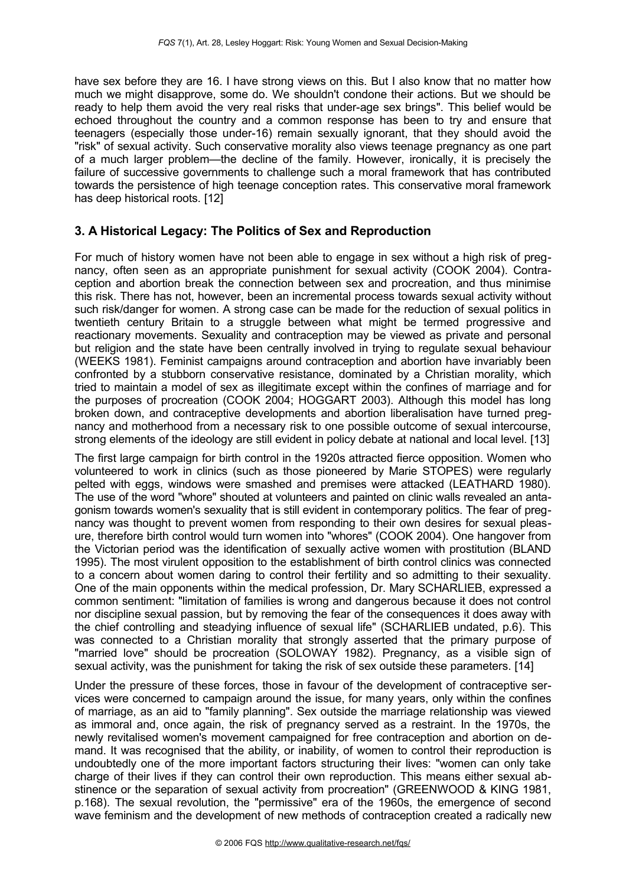have sex before they are 16. I have strong views on this. But I also know that no matter how much we might disapprove, some do. We shouldn't condone their actions. But we should be ready to help them avoid the very real risks that under-age sex brings". This belief would be echoed throughout the country and a common response has been to try and ensure that teenagers (especially those under-16) remain sexually ignorant, that they should avoid the "risk" of sexual activity. Such conservative morality also views teenage pregnancy as one part of a much larger problem—the decline of the family. However, ironically, it is precisely the failure of successive governments to challenge such a moral framework that has contributed towards the persistence of high teenage conception rates. This conservative moral framework has deep historical roots. [12]

## 3. A Historical Legacy: The Politics of Sex and Reproduction

For much of history women have not been able to engage in sex without a high risk of pregnancy, often seen as an appropriate punishment for sexual activity (COOK 2004). Contraception and abortion break the connection between sex and procreation, and thus minimise this risk. There has not, however, been an incremental process towards sexual activity without such risk/danger for women. A strong case can be made for the reduction of sexual politics in twentieth century Britain to a struggle between what might be termed progressive and reactionary movements. Sexuality and contraception may be viewed as private and personal but religion and the state have been centrally involved in trying to regulate sexual behaviour (WEEKS 1981). Feminist campaigns around contraception and abortion have invariably been confronted by a stubborn conservative resistance, dominated by a Christian morality, which tried to maintain a model of sex as illegitimate except within the confines of marriage and for the purposes of procreation (COOK 2004; HOGGART 2003). Although this model has long broken down, and contraceptive developments and abortion liberalisation have turned pregnancy and motherhood from a necessary risk to one possible outcome of sexual intercourse, strong elements of the ideology are still evident in policy debate at national and local level. [13]

The first large campaign for birth control in the 1920s attracted fierce opposition. Women who volunteered to work in clinics (such as those pioneered by Marie STOPES) were regularly pelted with eggs, windows were smashed and premises were attacked (LEATHARD 1980). The use of the word "whore" shouted at volunteers and painted on clinic walls revealed an antagonism towards women's sexuality that is still evident in contemporary politics. The fear of pregnancy was thought to prevent women from responding to their own desires for sexual pleasure, therefore birth control would turn women into "whores" (COOK 2004). One hangover from the Victorian period was the identification of sexually active women with prostitution (BLAND 1995). The most virulent opposition to the establishment of birth control clinics was connected to a concern about women daring to control their fertility and so admitting to their sexuality. One of the main opponents within the medical profession, Dr. Mary SCHARLIEB, expressed a common sentiment: "limitation of families is wrong and dangerous because it does not control nor discipline sexual passion, but by removing the fear of the consequences it does away with the chief controlling and steadying influence of sexual life" (SCHARLIEB undated, p.6). This was connected to a Christian morality that strongly asserted that the primary purpose of "married love" should be procreation (SOLOWAY 1982). Pregnancy, as a visible sign of sexual activity, was the punishment for taking the risk of sex outside these parameters. [14]

Under the pressure of these forces, those in favour of the development of contraceptive services were concerned to campaign around the issue, for many years, only within the confines of marriage, as an aid to "family planning". Sex outside the marriage relationship was viewed as immoral and, once again, the risk of pregnancy served as a restraint. In the 1970s, the newly revitalised women's movement campaigned for free contraception and abortion on demand. It was recognised that the ability, or inability, of women to control their reproduction is undoubtedly one of the more important factors structuring their lives: "women can only take charge of their lives if they can control their own reproduction. This means either sexual abstinence or the separation of sexual activity from procreation" (GREENWOOD & KING 1981, p.168). The sexual revolution, the "permissive" era of the 1960s, the emergence of second wave feminism and the development of new methods of contraception created a radically new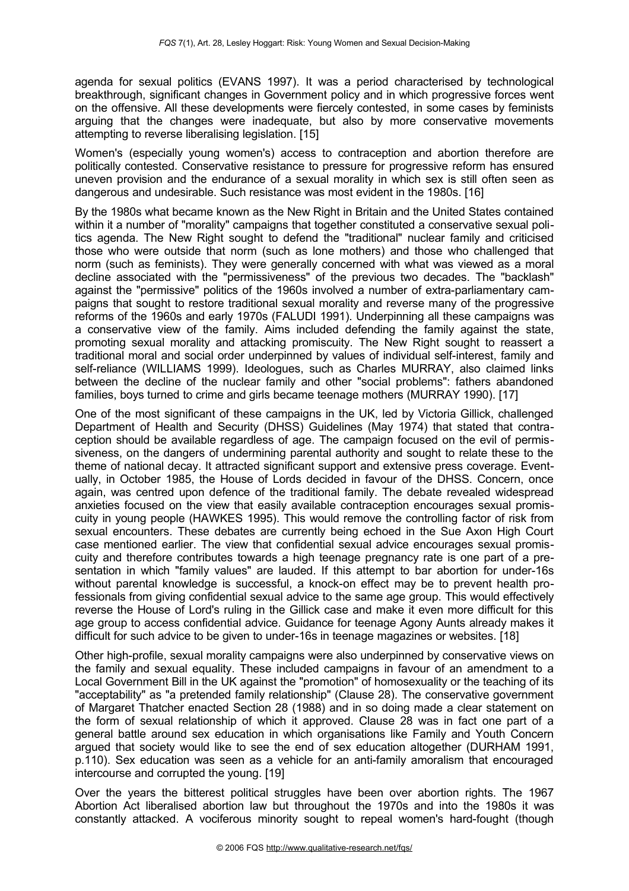agenda for sexual politics (EVANS 1997). It was a period characterised by technological breakthrough, significant changes in Government policy and in which progressive forces went on the offensive. All these developments were fiercely contested, in some cases by feminists arguing that the changes were inadequate, but also by more conservative movements attempting to reverse liberalising legislation. [15]

Women's (especially young women's) access to contraception and abortion therefore are politically contested. Conservative resistance to pressure for progressive reform has ensured uneven provision and the endurance of a sexual morality in which sex is still often seen as dangerous and undesirable. Such resistance was most evident in the 1980s. [16]

By the 1980s what became known as the New Right in Britain and the United States contained within it a number of "morality" campaigns that together constituted a conservative sexual politics agenda. The New Right sought to defend the "traditional" nuclear family and criticised those who were outside that norm (such as lone mothers) and those who challenged that norm (such as feminists). They were generally concerned with what was viewed as a moral decline associated with the "permissiveness" of the previous two decades. The "backlash" against the "permissive" politics of the 1960s involved a number of extra-parliamentary campaigns that sought to restore traditional sexual morality and reverse many of the progressive reforms of the 1960s and early 1970s (FALUDI 1991). Underpinning all these campaigns was a conservative view of the family. Aims included defending the family against the state, promoting sexual morality and attacking promiscuity. The New Right sought to reassert a traditional moral and social order underpinned by values of individual self-interest, family and self-reliance (WILLIAMS 1999). Ideologues, such as Charles MURRAY, also claimed links between the decline of the nuclear family and other "social problems": fathers abandoned families, boys turned to crime and girls became teenage mothers (MURRAY 1990). [17]

One of the most significant of these campaigns in the UK, led by Victoria Gillick, challenged Department of Health and Security (DHSS) Guidelines (May 1974) that stated that contraception should be available regardless of age. The campaign focused on the evil of permissiveness, on the dangers of undermining parental authority and sought to relate these to the theme of national decay. It attracted significant support and extensive press coverage. Eventually, in October 1985, the House of Lords decided in favour of the DHSS. Concern, once again, was centred upon defence of the traditional family. The debate revealed widespread anxieties focused on the view that easily available contraception encourages sexual promiscuity in young people (HAWKES 1995). This would remove the controlling factor of risk from sexual encounters. These debates are currently being echoed in the Sue Axon High Court case mentioned earlier. The view that confidential sexual advice encourages sexual promiscuity and therefore contributes towards a high teenage pregnancy rate is one part of a presentation in which "family values" are lauded. If this attempt to bar abortion for under-16s without parental knowledge is successful, a knock-on effect may be to prevent health professionals from giving confidential sexual advice to the same age group. This would effectively reverse the House of Lord's ruling in the Gillick case and make it even more difficult for this age group to access confidential advice. Guidance for teenage Agony Aunts already makes it difficult for such advice to be given to under-16s in teenage magazines or websites. [18]

Other high-profile, sexual morality campaigns were also underpinned by conservative views on the family and sexual equality. These included campaigns in favour of an amendment to a Local Government Bill in the UK against the "promotion" of homosexuality or the teaching of its "acceptability" as "a pretended family relationship" (Clause 28). The conservative government of Margaret Thatcher enacted Section 28 (1988) and in so doing made a clear statement on the form of sexual relationship of which it approved. Clause 28 was in fact one part of a general battle around sex education in which organisations like Family and Youth Concern argued that society would like to see the end of sex education altogether (DURHAM 1991, p.110). Sex education was seen as a vehicle for an anti-family amoralism that encouraged intercourse and corrupted the young. [19]

Over the years the bitterest political struggles have been over abortion rights. The 1967 Abortion Act liberalised abortion law but throughout the 1970s and into the 1980s it was constantly attacked. A vociferous minority sought to repeal women's hard-fought (though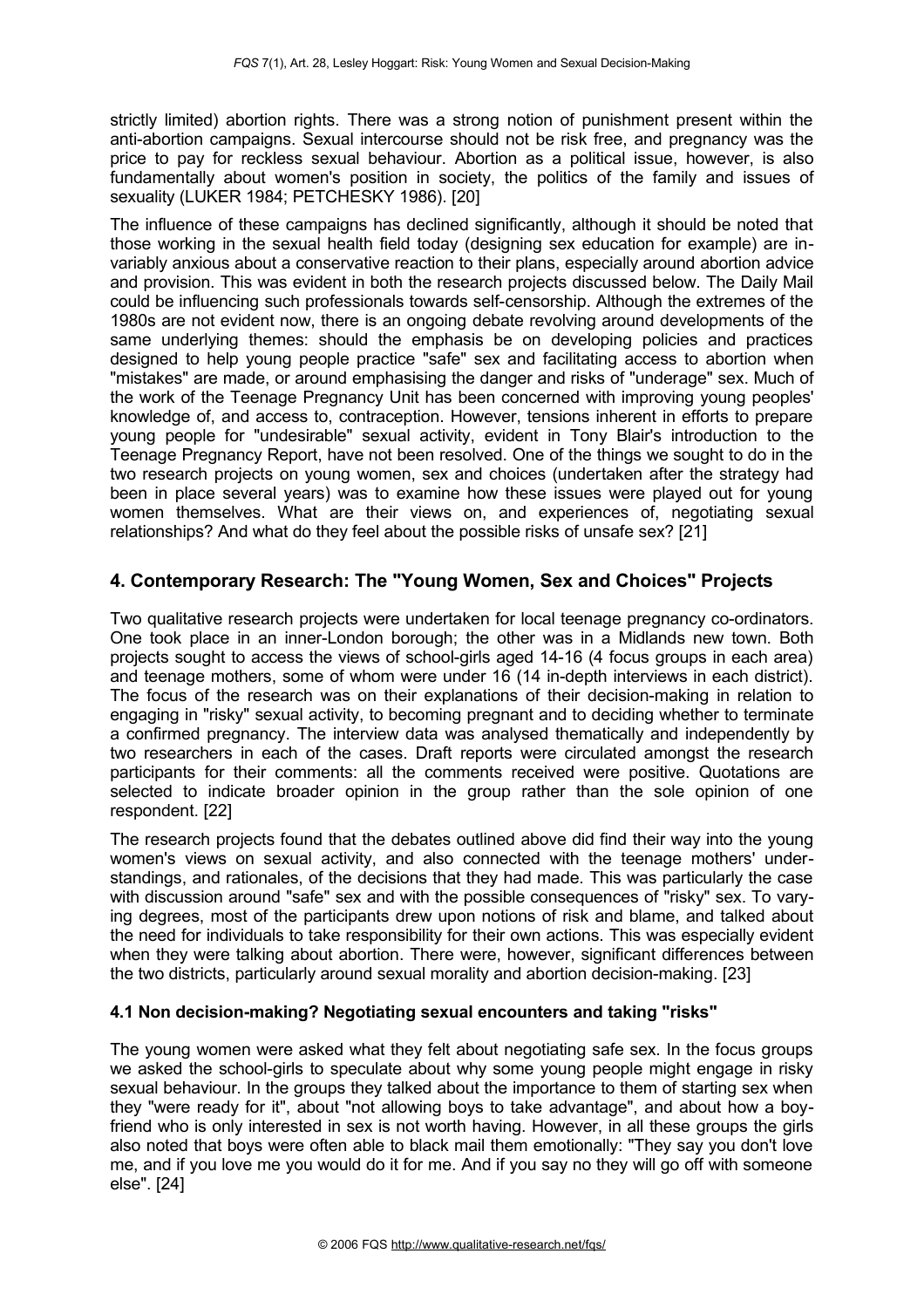strictly limited) abortion rights. There was a strong notion of punishment present within the anti-abortion campaigns. Sexual intercourse should not be risk free, and pregnancy was the price to pay for reckless sexual behaviour. Abortion as a political issue, however, is also fundamentally about women's position in society, the politics of the family and issues of sexuality (LUKER 1984; PETCHESKY 1986). [20]

The influence of these campaigns has declined significantly, although it should be noted that those working in the sexual health field today (designing sex education for example) are invariably anxious about a conservative reaction to their plans, especially around abortion advice and provision. This was evident in both the research projects discussed below. The Daily Mail could be influencing such professionals towards self-censorship. Although the extremes of the 1980s are not evident now, there is an ongoing debate revolving around developments of the same underlying themes: should the emphasis be on developing policies and practices designed to help young people practice "safe" sex and facilitating access to abortion when "mistakes" are made, or around emphasising the danger and risks of "underage" sex. Much of the work of the Teenage Pregnancy Unit has been concerned with improving young peoples' knowledge of, and access to, contraception. However, tensions inherent in efforts to prepare young people for "undesirable" sexual activity, evident in Tony Blair's introduction to the Teenage Pregnancy Report, have not been resolved. One of the things we sought to do in the two research projects on young women, sex and choices (undertaken after the strategy had been in place several years) was to examine how these issues were played out for young women themselves. What are their views on, and experiences of, negotiating sexual relationships? And what do they feel about the possible risks of unsafe sex? [21]

## 4. Contemporary Research: The "Young Women, Sex and Choices" Projects

Two qualitative research projects were undertaken for local teenage pregnancy co-ordinators. One took place in an inner-London borough; the other was in a Midlands new town. Both projects sought to access the views of school-girls aged 14-16 (4 focus groups in each area) and teenage mothers, some of whom were under 16 (14 in-depth interviews in each district). The focus of the research was on their explanations of their decision-making in relation to engaging in "risky" sexual activity, to becoming pregnant and to deciding whether to terminate a confirmed pregnancy. The interview data was analysed thematically and independently by two researchers in each of the cases. Draft reports were circulated amongst the research participants for their comments: all the comments received were positive. Quotations are selected to indicate broader opinion in the group rather than the sole opinion of one respondent. [22]

The research projects found that the debates outlined above did find their way into the young women's views on sexual activity, and also connected with the teenage mothers' understandings, and rationales, of the decisions that they had made. This was particularly the case with discussion around "safe" sex and with the possible consequences of "risky" sex. To varying degrees, most of the participants drew upon notions of risk and blame, and talked about the need for individuals to take responsibility for their own actions. This was especially evident when they were talking about abortion. There were, however, significant differences between the two districts, particularly around sexual morality and abortion decision-making. [23]

### 4.1 Non decision-making? Negotiating sexual encounters and taking "risks"

The young women were asked what they felt about negotiating safe sex. In the focus groups we asked the school-girls to speculate about why some young people might engage in risky sexual behaviour. In the groups they talked about the importance to them of starting sex when they "were ready for it", about "not allowing boys to take advantage", and about how a boyfriend who is only interested in sex is not worth having. However, in all these groups the girls also noted that boys were often able to black mail them emotionally: "They say you don't love me, and if you love me you would do it for me. And if you say no they will go off with someone else". [24]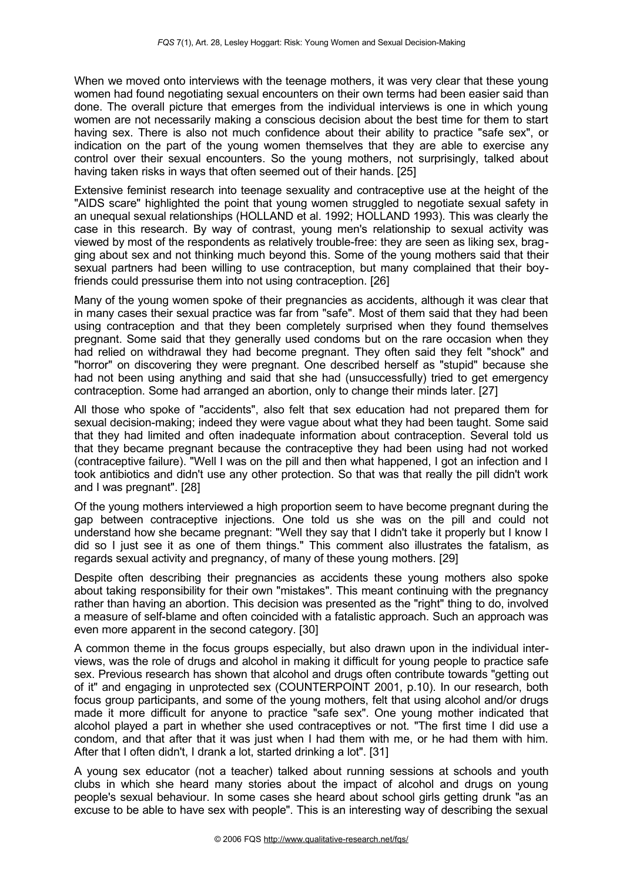When we moved onto interviews with the teenage mothers, it was very clear that these young women had found negotiating sexual encounters on their own terms had been easier said than done. The overall picture that emerges from the individual interviews is one in which young women are not necessarily making a conscious decision about the best time for them to start having sex. There is also not much confidence about their ability to practice "safe sex", or indication on the part of the young women themselves that they are able to exercise any control over their sexual encounters. So the young mothers, not surprisingly, talked about having taken risks in ways that often seemed out of their hands. [25]

Extensive feminist research into teenage sexuality and contraceptive use at the height of the "AIDS scare" highlighted the point that young women struggled to negotiate sexual safety in an unequal sexual relationships (HOLLAND et al. 1992; HOLLAND 1993). This was clearly the case in this research. By way of contrast, young men's relationship to sexual activity was viewed by most of the respondents as relatively trouble-free: they are seen as liking sex, bragging about sex and not thinking much beyond this. Some of the young mothers said that their sexual partners had been willing to use contraception, but many complained that their boyfriends could pressurise them into not using contraception. [26]

Many of the young women spoke of their pregnancies as accidents, although it was clear that in many cases their sexual practice was far from "safe". Most of them said that they had been using contraception and that they been completely surprised when they found themselves pregnant. Some said that they generally used condoms but on the rare occasion when they had relied on withdrawal they had become pregnant. They often said they felt "shock" and "horror" on discovering they were pregnant. One described herself as "stupid" because she had not been using anything and said that she had (unsuccessfully) tried to get emergency contraception. Some had arranged an abortion, only to change their minds later. [27]

All those who spoke of "accidents", also felt that sex education had not prepared them for sexual decision-making; indeed they were vague about what they had been taught. Some said that they had limited and often inadequate information about contraception. Several told us that they became pregnant because the contraceptive they had been using had not worked (contraceptive failure). "Well I was on the pill and then what happened, I got an infection and I took antibiotics and didn't use any other protection. So that was that really the pill didn't work and I was pregnant". [28]

Of the young mothers interviewed a high proportion seem to have become pregnant during the gap between contraceptive injections. One told us she was on the pill and could not understand how she became pregnant: "Well they say that I didn't take it properly but I know I did so I just see it as one of them things." This comment also illustrates the fatalism, as regards sexual activity and pregnancy, of many of these young mothers. [29]

Despite often describing their pregnancies as accidents these young mothers also spoke about taking responsibility for their own "mistakes". This meant continuing with the pregnancy rather than having an abortion. This decision was presented as the "right" thing to do, involved a measure of self-blame and often coincided with a fatalistic approach. Such an approach was even more apparent in the second category. [30]

A common theme in the focus groups especially, but also drawn upon in the individual interviews, was the role of drugs and alcohol in making it difficult for young people to practice safe sex. Previous research has shown that alcohol and drugs often contribute towards "getting out of it" and engaging in unprotected sex (COUNTERPOINT 2001, p.10). In our research, both focus group participants, and some of the young mothers, felt that using alcohol and/or drugs made it more difficult for anyone to practice "safe sex". One young mother indicated that alcohol played a part in whether she used contraceptives or not. "The first time I did use a condom, and that after that it was just when I had them with me, or he had them with him. After that I often didn't, I drank a lot, started drinking a lot". [31]

A young sex educator (not a teacher) talked about running sessions at schools and youth clubs in which she heard many stories about the impact of alcohol and drugs on young people's sexual behaviour. In some cases she heard about school girls getting drunk "as an excuse to be able to have sex with people". This is an interesting way of describing the sexual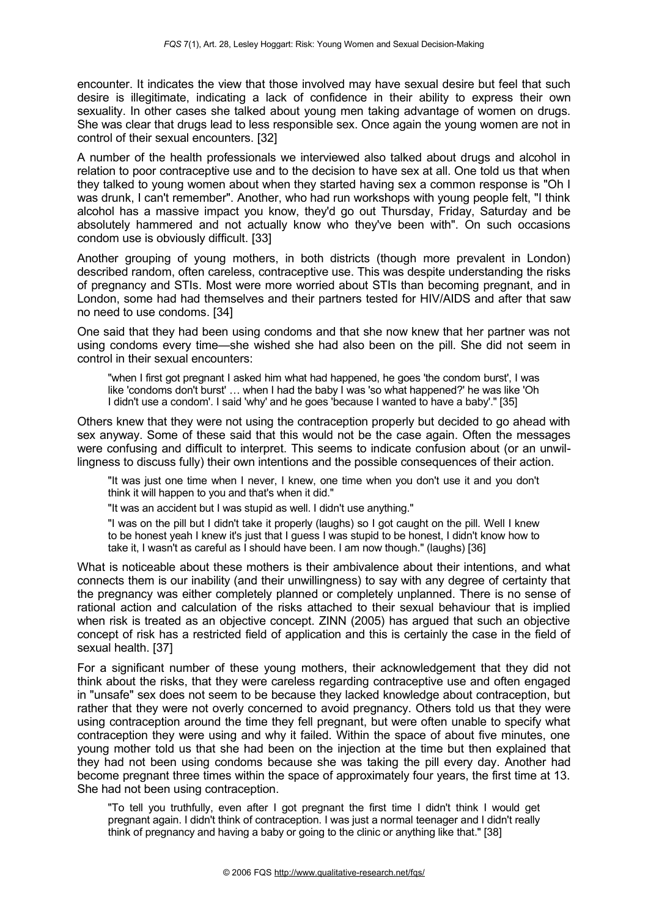encounter. It indicates the view that those involved may have sexual desire but feel that such desire is illegitimate, indicating a lack of confidence in their ability to express their own sexuality. In other cases she talked about young men taking advantage of women on drugs. She was clear that drugs lead to less responsible sex. Once again the young women are not in control of their sexual encounters. [32]

A number of the health professionals we interviewed also talked about drugs and alcohol in relation to poor contraceptive use and to the decision to have sex at all. One told us that when they talked to young women about when they started having sex a common response is "Oh I was drunk, I can't remember". Another, who had run workshops with young people felt, "I think alcohol has a massive impact you know, they'd go out Thursday, Friday, Saturday and be absolutely hammered and not actually know who they've been with". On such occasions condom use is obviously difficult. [33]

Another grouping of young mothers, in both districts (though more prevalent in London) described random, often careless, contraceptive use. This was despite understanding the risks of pregnancy and STIs. Most were more worried about STIs than becoming pregnant, and in London, some had had themselves and their partners tested for HIV/AIDS and after that saw no need to use condoms. [34]

One said that they had been using condoms and that she now knew that her partner was not using condoms every time—she wished she had also been on the pill. She did not seem in control in their sexual encounters:

> "when I first got pregnant I asked him what had happened, he goes 'the condom burst', I was like 'condoms don't burst' … when I had the baby I was 'so what happened?' he was like 'Oh I didn't use a condom'. I said 'why' and he goes 'because I wanted to have a baby'." [35]

Others knew that they were not using the contraception properly but decided to go ahead with sex anyway. Some of these said that this would not be the case again. Often the messages were confusing and difficult to interpret. This seems to indicate confusion about (or an unwillingness to discuss fully) their own intentions and the possible consequences of their action.

> "It was just one time when I never, I knew, one time when you don't use it and you don't think it will happen to you and that's when it did."
>
> "It was an accident but I was stupid as well. I didn't use anything."
>
> "I was on the pill but I didn't take it properly (laughs) so I got caught on the pill. Well I knew to be honest yeah I knew it's just that I guess I was stupid to be honest, I didn't know how to take it, I wasn't as careful as I should have been. I am now though." (laughs) [36]

What is noticeable about these mothers is their ambivalence about their intentions, and what connects them is our inability (and their unwillingness) to say with any degree of certainty that the pregnancy was either completely planned or completely unplanned. There is no sense of rational action and calculation of the risks attached to their sexual behaviour that is implied when risk is treated as an objective concept. ZINN (2005) has argued that such an objective concept of risk has a restricted field of application and this is certainly the case in the field of sexual health. [37]

For a significant number of these young mothers, their acknowledgement that they did not think about the risks, that they were careless regarding contraceptive use and often engaged in "unsafe" sex does not seem to be because they lacked knowledge about contraception, but rather that they were not overly concerned to avoid pregnancy. Others told us that they were using contraception around the time they fell pregnant, but were often unable to specify what contraception they were using and why it failed. Within the space of about five minutes, one young mother told us that she had been on the injection at the time but then explained that they had not been using condoms because she was taking the pill every day. Another had become pregnant three times within the space of approximately four years, the first time at 13. She had not been using contraception.

> "To tell you truthfully, even after I got pregnant the first time I didn't think I would get pregnant again. I didn't think of contraception. I was just a normal teenager and I didn't really think of pregnancy and having a baby or going to the clinic or anything like that." [38]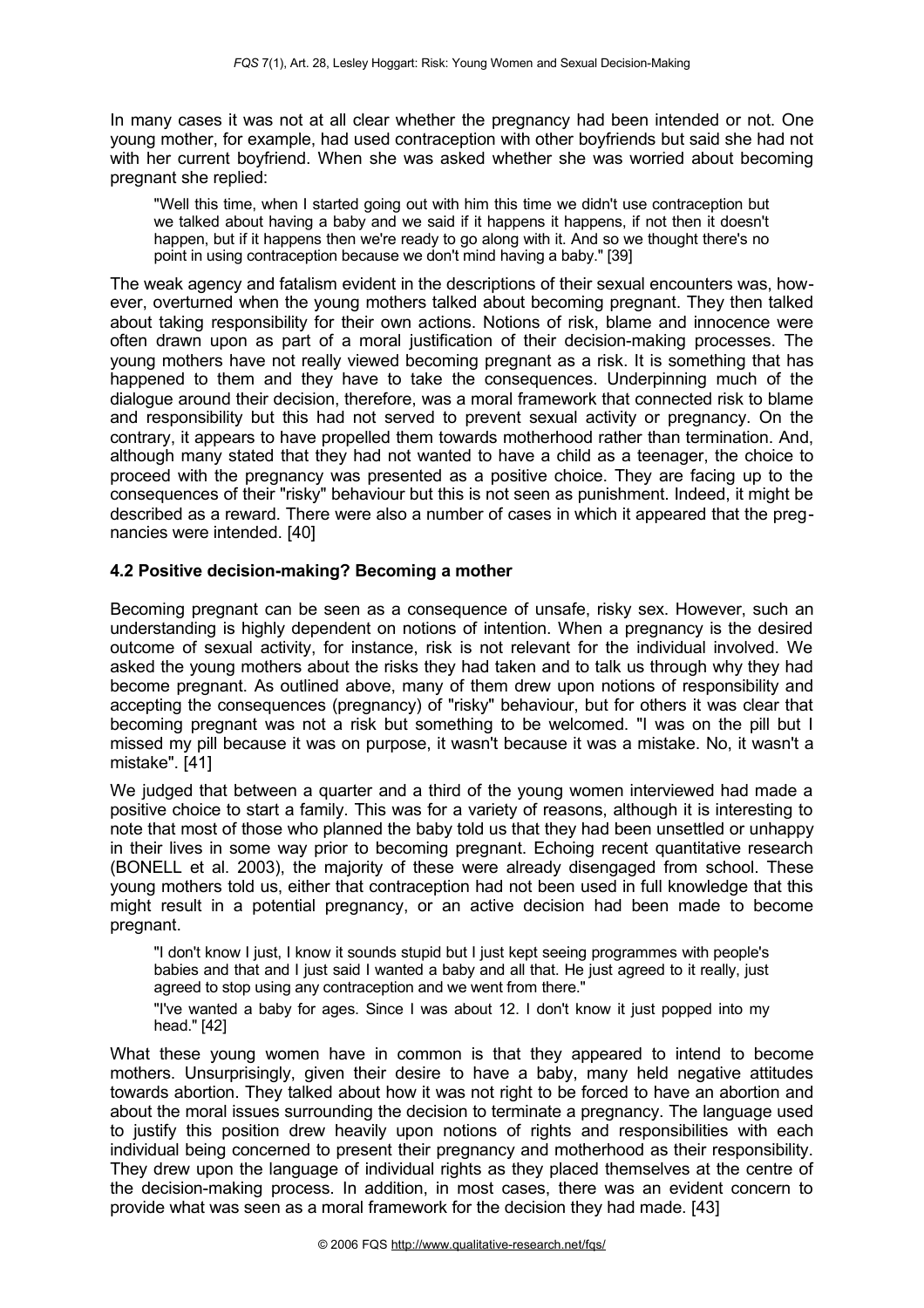In many cases it was not at all clear whether the pregnancy had been intended or not. One young mother, for example, had used contraception with other boyfriends but said she had not with her current boyfriend. When she was asked whether she was worried about becoming pregnant she replied:

> "Well this time, when I started going out with him this time we didn't use contraception but we talked about having a baby and we said if it happens it happens, if not then it doesn't happen, but if it happens then we're ready to go along with it. And so we thought there's no point in using contraception because we don't mind having a baby." [39]

The weak agency and fatalism evident in the descriptions of their sexual encounters was, however, overturned when the young mothers talked about becoming pregnant. They then talked about taking responsibility for their own actions. Notions of risk, blame and innocence were often drawn upon as part of a moral justification of their decision-making processes. The young mothers have not really viewed becoming pregnant as a risk. It is something that has happened to them and they have to take the consequences. Underpinning much of the dialogue around their decision, therefore, was a moral framework that connected risk to blame and responsibility but this had not served to prevent sexual activity or pregnancy. On the contrary, it appears to have propelled them towards motherhood rather than termination. And, although many stated that they had not wanted to have a child as a teenager, the choice to proceed with the pregnancy was presented as a positive choice. They are facing up to the consequences of their "risky" behaviour but this is not seen as punishment. Indeed, it might be described as a reward. There were also a number of cases in which it appeared that the pregnancies were intended. [40]

### 4.2 Positive decision-making? Becoming a mother

Becoming pregnant can be seen as a consequence of unsafe, risky sex. However, such an understanding is highly dependent on notions of intention. When a pregnancy is the desired outcome of sexual activity, for instance, risk is not relevant for the individual involved. We asked the young mothers about the risks they had taken and to talk us through why they had become pregnant. As outlined above, many of them drew upon notions of responsibility and accepting the consequences (pregnancy) of "risky" behaviour, but for others it was clear that becoming pregnant was not a risk but something to be welcomed. "I was on the pill but I missed my pill because it was on purpose, it wasn't because it was a mistake. No, it wasn't a mistake". [41]

We judged that between a quarter and a third of the young women interviewed had made a positive choice to start a family. This was for a variety of reasons, although it is interesting to note that most of those who planned the baby told us that they had been unsettled or unhappy in their lives in some way prior to becoming pregnant. Echoing recent quantitative research (BONELL et al. 2003), the majority of these were already disengaged from school. These young mothers told us, either that contraception had not been used in full knowledge that this might result in a potential pregnancy, or an active decision had been made to become pregnant.

> "I don't know I just, I know it sounds stupid but I just kept seeing programmes with people's babies and that and I just said I wanted a baby and all that. He just agreed to it really, just agreed to stop using any contraception and we went from there."
>
> "I've wanted a baby for ages. Since I was about 12. I don't know it just popped into my head." [42]

What these young women have in common is that they appeared to intend to become mothers. Unsurprisingly, given their desire to have a baby, many held negative attitudes towards abortion. They talked about how it was not right to be forced to have an abortion and about the moral issues surrounding the decision to terminate a pregnancy. The language used to justify this position drew heavily upon notions of rights and responsibilities with each individual being concerned to present their pregnancy and motherhood as their responsibility. They drew upon the language of individual rights as they placed themselves at the centre of the decision-making process. In addition, in most cases, there was an evident concern to provide what was seen as a moral framework for the decision they had made. [43]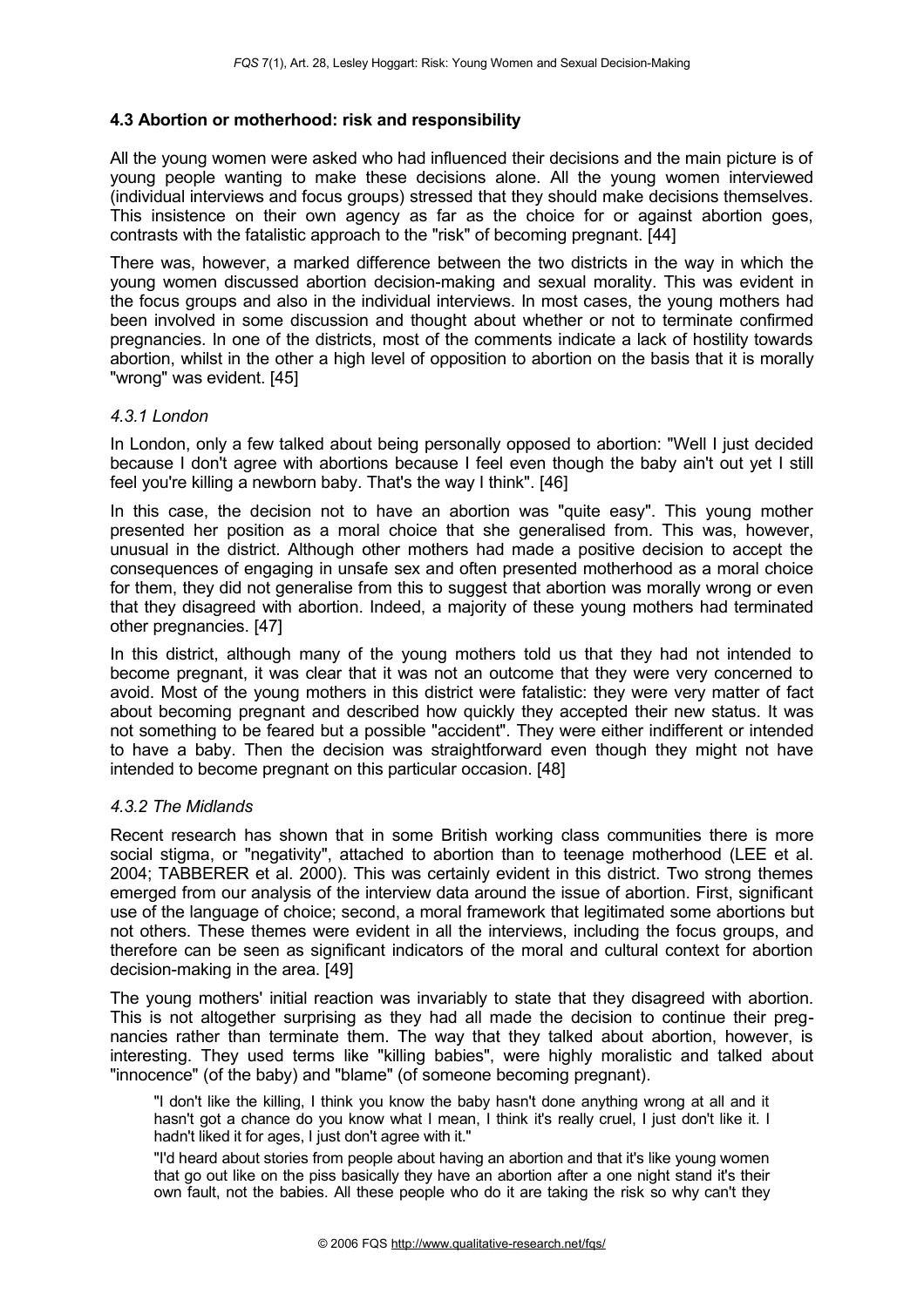### 4.3 Abortion or motherhood: risk and responsibility

All the young women were asked who had influenced their decisions and the main picture is of young people wanting to make these decisions alone. All the young women interviewed (individual interviews and focus groups) stressed that they should make decisions themselves. This insistence on their own agency as far as the choice for or against abortion goes, contrasts with the fatalistic approach to the "risk" of becoming pregnant. [44]

There was, however, a marked difference between the two districts in the way in which the young women discussed abortion decision-making and sexual morality. This was evident in the focus groups and also in the individual interviews. In most cases, the young mothers had been involved in some discussion and thought about whether or not to terminate confirmed pregnancies. In one of the districts, most of the comments indicate a lack of hostility towards abortion, whilst in the other a high level of opposition to abortion on the basis that it is morally "wrong" was evident. [45]

#### *4.3.1 London*

In London, only a few talked about being personally opposed to abortion: "Well I just decided because I don't agree with abortions because I feel even though the baby ain't out yet I still feel you're killing a newborn baby. That's the way I think". [46]

In this case, the decision not to have an abortion was "quite easy". This young mother presented her position as a moral choice that she generalised from. This was, however, unusual in the district. Although other mothers had made a positive decision to accept the consequences of engaging in unsafe sex and often presented motherhood as a moral choice for them, they did not generalise from this to suggest that abortion was morally wrong or even that they disagreed with abortion. Indeed, a majority of these young mothers had terminated other pregnancies. [47]

In this district, although many of the young mothers told us that they had not intended to become pregnant, it was clear that it was not an outcome that they were very concerned to avoid. Most of the young mothers in this district were fatalistic: they were very matter of fact about becoming pregnant and described how quickly they accepted their new status. It was not something to be feared but a possible "accident". They were either indifferent or intended to have a baby. Then the decision was straightforward even though they might not have intended to become pregnant on this particular occasion. [48]

#### *4.3.2 The Midlands*

Recent research has shown that in some British working class communities there is more social stigma, or "negativity", attached to abortion than to teenage motherhood (LEE et al. 2004; TABBERER et al. 2000). This was certainly evident in this district. Two strong themes emerged from our analysis of the interview data around the issue of abortion. First, significant use of the language of choice; second, a moral framework that legitimated some abortions but not others. These themes were evident in all the interviews, including the focus groups, and therefore can be seen as significant indicators of the moral and cultural context for abortion decision-making in the area. [49]

The young mothers' initial reaction was invariably to state that they disagreed with abortion. This is not altogether surprising as they had all made the decision to continue their pregnancies rather than terminate them. The way that they talked about abortion, however, is interesting. They used terms like "killing babies", were highly moralistic and talked about "innocence" (of the baby) and "blame" (of someone becoming pregnant).

> "I don't like the killing, I think you know the baby hasn't done anything wrong at all and it hasn't got a chance do you know what I mean, I think it's really cruel, I just don't like it. I hadn't liked it for ages, I just don't agree with it."
>
> "I'd heard about stories from people about having an abortion and that it's like young women that go out like on the piss basically they have an abortion after a one night stand it's their own fault, not the babies. All these people who do it are taking the risk so why can't they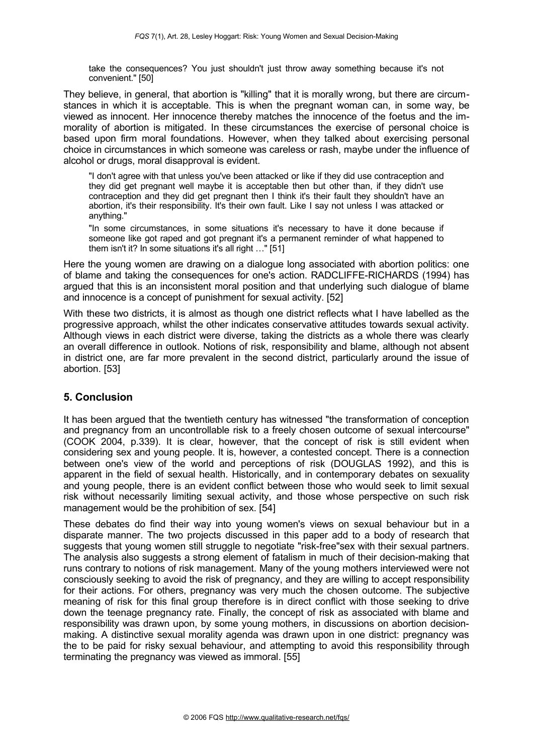take the consequences? You just shouldn't just throw away something because it's not convenient." [50]

They believe, in general, that abortion is "killing" that it is morally wrong, but there are circumstances in which it is acceptable. This is when the pregnant woman can, in some way, be viewed as innocent. Her innocence thereby matches the innocence of the foetus and the immorality of abortion is mitigated. In these circumstances the exercise of personal choice is based upon firm moral foundations. However, when they talked about exercising personal choice in circumstances in which someone was careless or rash, maybe under the influence of alcohol or drugs, moral disapproval is evident.

> "I don't agree with that unless you've been attacked or like if they did use contraception and they did get pregnant well maybe it is acceptable then but other than, if they didn't use contraception and they did get pregnant then I think it's their fault they shouldn't have an abortion, it's their responsibility. It's their own fault. Like I say not unless I was attacked or anything."
>
> "In some circumstances, in some situations it's necessary to have it done because if someone like got raped and got pregnant it's a permanent reminder of what happened to them isn't it? In some situations it's all right …" [51]

Here the young women are drawing on a dialogue long associated with abortion politics: one of blame and taking the consequences for one's action. RADCLIFFE-RICHARDS (1994) has argued that this is an inconsistent moral position and that underlying such dialogue of blame and innocence is a concept of punishment for sexual activity. [52]

With these two districts, it is almost as though one district reflects what I have labelled as the progressive approach, whilst the other indicates conservative attitudes towards sexual activity. Although views in each district were diverse, taking the districts as a whole there was clearly an overall difference in outlook. Notions of risk, responsibility and blame, although not absent in district one, are far more prevalent in the second district, particularly around the issue of abortion. [53]

## 5. Conclusion

It has been argued that the twentieth century has witnessed "the transformation of conception and pregnancy from an uncontrollable risk to a freely chosen outcome of sexual intercourse" (COOK 2004, p.339). It is clear, however, that the concept of risk is still evident when considering sex and young people. It is, however, a contested concept. There is a connection between one's view of the world and perceptions of risk (DOUGLAS 1992), and this is apparent in the field of sexual health. Historically, and in contemporary debates on sexuality and young people, there is an evident conflict between those who would seek to limit sexual risk without necessarily limiting sexual activity, and those whose perspective on such risk management would be the prohibition of sex. [54]

These debates do find their way into young women's views on sexual behaviour but in a disparate manner. The two projects discussed in this paper add to a body of research that suggests that young women still struggle to negotiate "risk-free"sex with their sexual partners. The analysis also suggests a strong element of fatalism in much of their decision-making that runs contrary to notions of risk management. Many of the young mothers interviewed were not consciously seeking to avoid the risk of pregnancy, and they are willing to accept responsibility for their actions. For others, pregnancy was very much the chosen outcome. The subjective meaning of risk for this final group therefore is in direct conflict with those seeking to drive down the teenage pregnancy rate. Finally, the concept of risk as associated with blame and responsibility was drawn upon, by some young mothers, in discussions on abortion decision-making. A distinctive sexual morality agenda was drawn upon in one district: pregnancy was the to be paid for risky sexual behaviour, and attempting to avoid this responsibility through terminating the pregnancy was viewed as immoral. [55]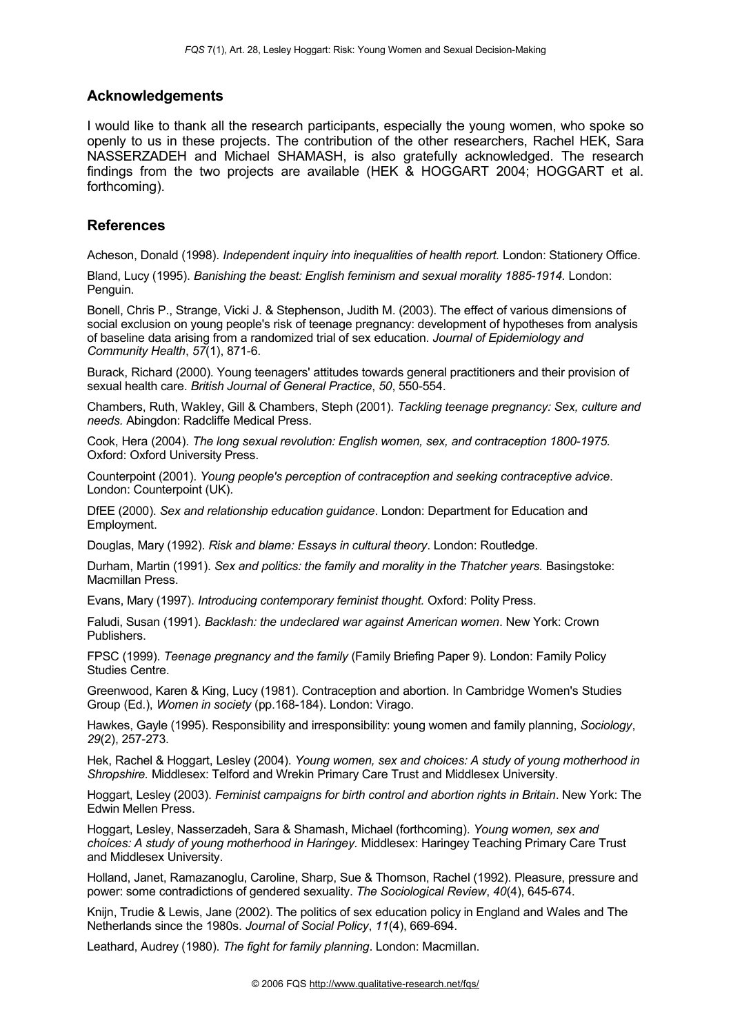## Acknowledgements

I would like to thank all the research participants, especially the young women, who spoke so openly to us in these projects. The contribution of the other researchers, Rachel HEK, Sara NASSERZADEH and Michael SHAMASH, is also gratefully acknowledged. The research findings from the two projects are available (HEK & HOGGART 2004; HOGGART et al. forthcoming).

## References

Acheson, Donald (1998). *Independent inquiry into inequalities of health report.* London: Stationery Office.

Bland, Lucy (1995). *Banishing the beast: English feminism and sexual morality 1885-1914.* London: Penguin.

Bonell, Chris P., Strange, Vicki J. & Stephenson, Judith M. (2003). The effect of various dimensions of social exclusion on young people's risk of teenage pregnancy: development of hypotheses from analysis of baseline data arising from a randomized trial of sex education. *Journal of Epidemiology and Community Health*, *57*(1), 871-6.

Burack, Richard (2000). Young teenagers' attitudes towards general practitioners and their provision of sexual health care. *British Journal of General Practice*, *50*, 550-554.

Chambers, Ruth, Wakley, Gill & Chambers, Steph (2001). *Tackling teenage pregnancy: Sex, culture and needs.* Abingdon: Radcliffe Medical Press.

Cook, Hera (2004). *The long sexual revolution: English women, sex, and contraception 1800-1975.* Oxford: Oxford University Press.

Counterpoint (2001). *Young people's perception of contraception and seeking contraceptive advice*. London: Counterpoint (UK).

DfEE (2000). *Sex and relationship education guidance*. London: Department for Education and Employment.

Douglas, Mary (1992). *Risk and blame: Essays in cultural theory*. London: Routledge.

Durham, Martin (1991). *Sex and politics: the family and morality in the Thatcher years.* Basingstoke: Macmillan Press.

Evans, Mary (1997). *Introducing contemporary feminist thought.* Oxford: Polity Press.

Faludi, Susan (1991). *Backlash: the undeclared war against American women*. New York: Crown Publishers.

FPSC (1999). *Teenage pregnancy and the family* (Family Briefing Paper 9). London: Family Policy Studies Centre.

Greenwood, Karen & King, Lucy (1981). Contraception and abortion. In Cambridge Women's Studies Group (Ed.), *Women in society* (pp.168-184). London: Virago.

Hawkes, Gayle (1995). Responsibility and irresponsibility: young women and family planning, *Sociology*, *29*(2), 257-273.

Hek, Rachel & Hoggart, Lesley (2004). *Young women, sex and choices: A study of young motherhood in Shropshire.* Middlesex: Telford and Wrekin Primary Care Trust and Middlesex University.

Hoggart, Lesley (2003). *Feminist campaigns for birth control and abortion rights in Britain*. New York: The Edwin Mellen Press.

Hoggart, Lesley, Nasserzadeh, Sara & Shamash, Michael (forthcoming). *Young women, sex and choices: A study of young motherhood in Haringey.* Middlesex: Haringey Teaching Primary Care Trust and Middlesex University.

Holland, Janet, Ramazanoglu, Caroline, Sharp, Sue & Thomson, Rachel (1992). Pleasure, pressure and power: some contradictions of gendered sexuality. *The Sociological Review*, *40*(4), 645-674.

Knijn, Trudie & Lewis, Jane (2002). The politics of sex education policy in England and Wales and The Netherlands since the 1980s. *Journal of Social Policy*, *11*(4), 669-694.

Leathard, Audrey (1980). *The fight for family planning*. London: Macmillan.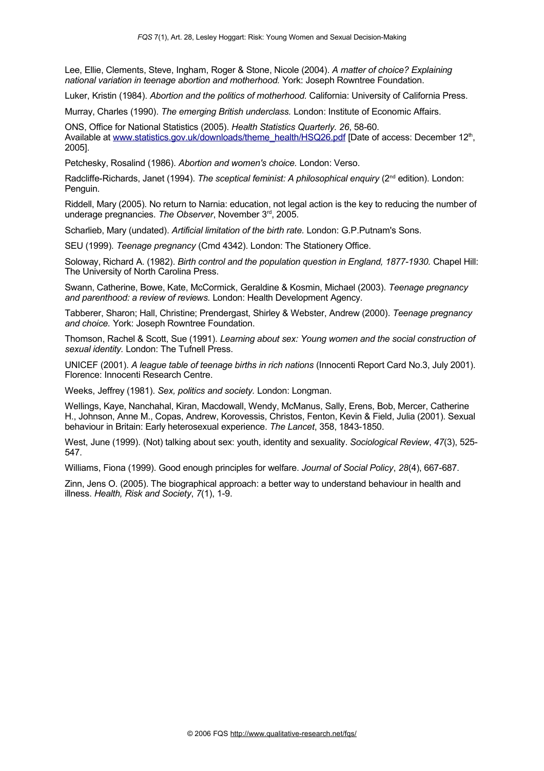Lee, Ellie, Clements, Steve, Ingham, Roger & Stone, Nicole (2004). *A matter of choice? Explaining national variation in teenage abortion and motherhood.* York: Joseph Rowntree Foundation.

Luker, Kristin (1984). *Abortion and the politics of motherhood.* California: University of California Press.

Murray, Charles (1990). *The emerging British underclass.* London: Institute of Economic Affairs.

ONS, Office for National Statistics (2005). *Health Statistics Quarterly. 26*, 58-60. Available at [www.statistics.gov.uk/downloads/theme_health/HSQ26.pdf](www.statistics.gov.uk/downloads/theme_health/HSQ26.pdf) [Date of access: December 12th, 2005].

Petchesky, Rosalind (1986). *Abortion and women's choice.* London: Verso.

Radcliffe-Richards, Janet (1994). *The sceptical feminist: A philosophical enquiry* (2nd edition). London: Penguin.

Riddell, Mary (2005). No return to Narnia: education, not legal action is the key to reducing the number of underage pregnancies. *The Observer*, November 3rd, 2005.

Scharlieb, Mary (undated). *Artificial limitation of the birth rate.* London: G.P.Putnam's Sons.

SEU (1999). *Teenage pregnancy* (Cmd 4342). London: The Stationery Office.

Soloway, Richard A. (1982). *Birth control and the population question in England, 1877-1930.* Chapel Hill: The University of North Carolina Press.

Swann, Catherine, Bowe, Kate, McCormick, Geraldine & Kosmin, Michael (2003). *Teenage pregnancy and parenthood: a review of reviews.* London: Health Development Agency.

Tabberer, Sharon; Hall, Christine; Prendergast, Shirley & Webster, Andrew (2000). *Teenage pregnancy and choice.* York: Joseph Rowntree Foundation.

Thomson, Rachel & Scott, Sue (1991). *Learning about sex: Young women and the social construction of sexual identity.* London: The Tufnell Press.

UNICEF (2001). *A league table of teenage births in rich nations* (Innocenti Report Card No.3, July 2001). Florence: Innocenti Research Centre.

Weeks, Jeffrey (1981). *Sex, politics and society.* London: Longman.

Wellings, Kaye, Nanchahal, Kiran, Macdowall, Wendy, McManus, Sally, Erens, Bob, Mercer, Catherine H., Johnson, Anne M., Copas, Andrew, Korovessis, Christos, Fenton, Kevin & Field, Julia (2001). Sexual behaviour in Britain: Early heterosexual experience. *The Lancet*, 358, 1843-1850.

West, June (1999). (Not) talking about sex: youth, identity and sexuality. *Sociological Review*, *47*(3), 525-547.

Williams, Fiona (1999). Good enough principles for welfare. *Journal of Social Policy*, *28*(4), 667-687.

Zinn, Jens O. (2005). The biographical approach: a better way to understand behaviour in health and illness. *Health, Risk and Society*, *7*(1), 1-9.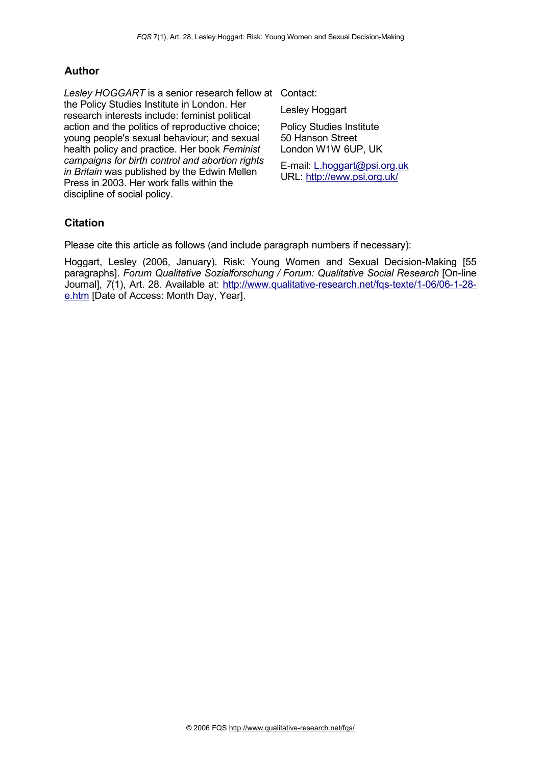## Author

*Lesley HOGGART* is a senior research fellow at the Policy Studies Institute in London. Her research interests include: feminist political action and the politics of reproductive choice; young people's sexual behaviour; and sexual health policy and practice. Her book *Feminist campaigns for birth control and abortion rights in Britain* was published by the Edwin Mellen Press in 2003. Her work falls within the discipline of social policy.

Contact:

Lesley Hoggart

Policy Studies Institute
50 Hanson Street
London W1W 6UP, UK

E-mail: L.hoggart@psi.org.uk
URL: http://eww.psi.org.uk/

## Citation

Please cite this article as follows (and include paragraph numbers if necessary):

Hoggart, Lesley (2006, January). Risk: Young Women and Sexual Decision-Making [55 paragraphs]. *Forum Qualitative Sozialforschung / Forum: Qualitative Social Research* [On-line Journal], *7*(1), Art. 28. Available at: http://www.qualitative-research.net/fqs-texte/1-06/06-1-28-e.htm [Date of Access: Month Day, Year].